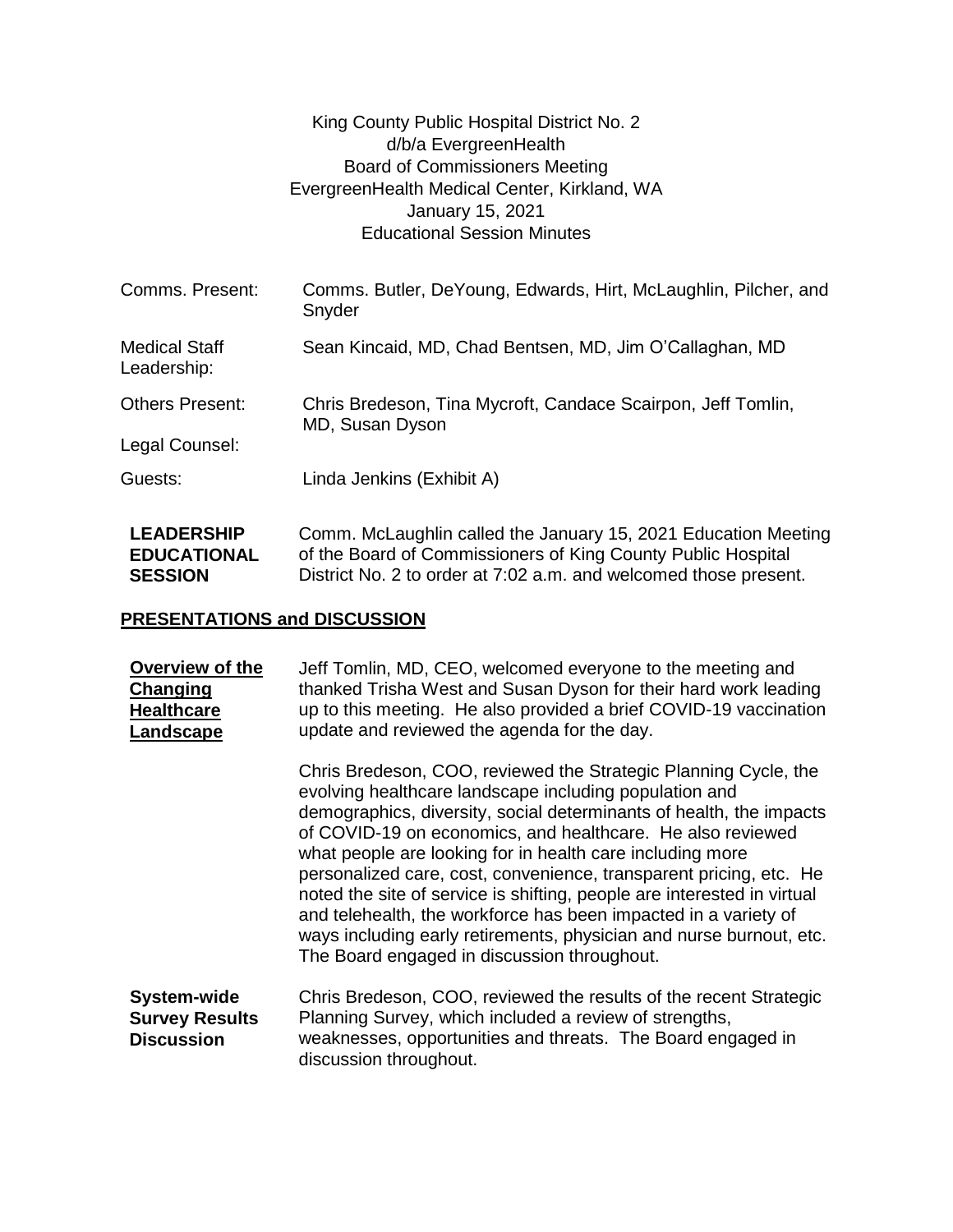King County Public Hospital District No. 2
d/b/a EvergreenHealth
Board of Commissioners Meeting
EvergreenHealth Medical Center, Kirkland, WA
January 15, 2021
Educational Session Minutes

| | |
|---|---|
| Comms. Present: | Comms. Butler, DeYoung, Edwards, Hirt, McLaughlin, Pilcher, and Snyder |
| Medical Staff Leadership: | Sean Kincaid, MD, Chad Bentsen, MD, Jim O'Callaghan, MD |
| Others Present: | Chris Bredeson, Tina Mycroft, Candace Scairpon, Jeff Tomlin, MD, Susan Dyson |
| Legal Counsel: | |
| Guests: | Linda Jenkins (Exhibit A) |

**LEADERSHIP EDUCATIONAL SESSION**

Comm. McLaughlin called the January 15, 2021 Education Meeting of the Board of Commissioners of King County Public Hospital District No. 2 to order at 7:02 a.m. and welcomed those present.

## PRESENTATIONS and DISCUSSION

**Overview of the Changing Healthcare Landscape**

Jeff Tomlin, MD, CEO, welcomed everyone to the meeting and thanked Trisha West and Susan Dyson for their hard work leading up to this meeting. He also provided a brief COVID-19 vaccination update and reviewed the agenda for the day.

Chris Bredeson, COO, reviewed the Strategic Planning Cycle, the evolving healthcare landscape including population and demographics, diversity, social determinants of health, the impacts of COVID-19 on economics, and healthcare. He also reviewed what people are looking for in health care including more personalized care, cost, convenience, transparent pricing, etc. He noted the site of service is shifting, people are interested in virtual and telehealth, the workforce has been impacted in a variety of ways including early retirements, physician and nurse burnout, etc. The Board engaged in discussion throughout.

**System-wide Survey Results Discussion**

Chris Bredeson, COO, reviewed the results of the recent Strategic Planning Survey, which included a review of strengths, weaknesses, opportunities and threats. The Board engaged in discussion throughout.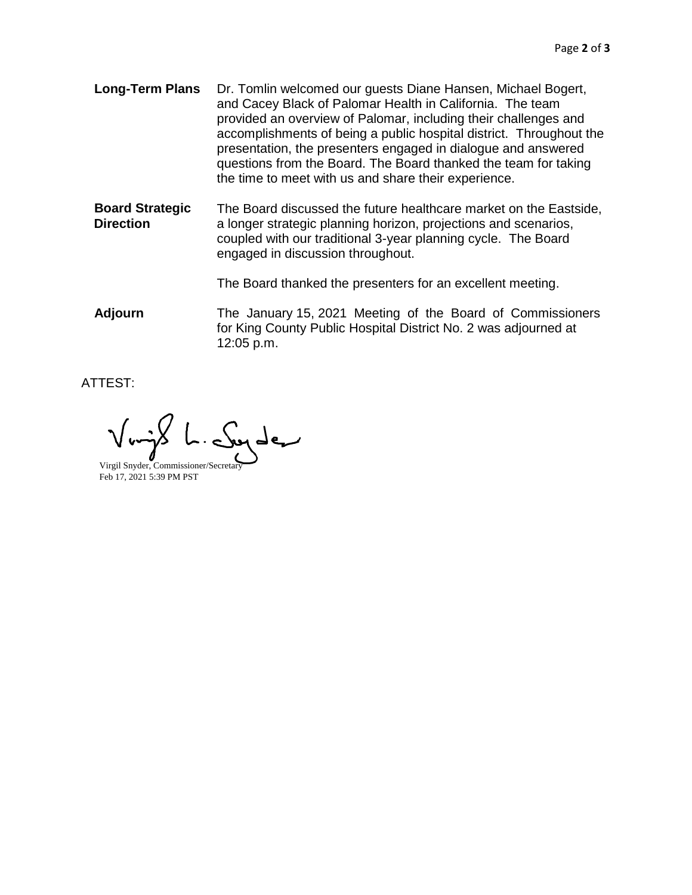| | |
|---|---|
| **Long-Term Plans** | Dr. Tomlin welcomed our guests Diane Hansen, Michael Bogert, and Cacey Black of Palomar Health in California. The team provided an overview of Palomar, including their challenges and accomplishments of being a public hospital district. Throughout the presentation, the presenters engaged in dialogue and answered questions from the Board. The Board thanked the team for taking the time to meet with us and share their experience. |
| **Board Strategic Direction** | The Board discussed the future healthcare market on the Eastside, a longer strategic planning horizon, projections and scenarios, coupled with our traditional 3-year planning cycle. The Board engaged in discussion throughout.<br><br>The Board thanked the presenters for an excellent meeting. |
| **Adjourn** | The January 15, 2021 Meeting of the Board of Commissioners for King County Public Hospital District No. 2 was adjourned at 12:05 p.m. |

ATTEST:

Virgil L. Snyder

Virgil Snyder, Commissioner/Secretary
Feb 17, 2021 5:39 PM PST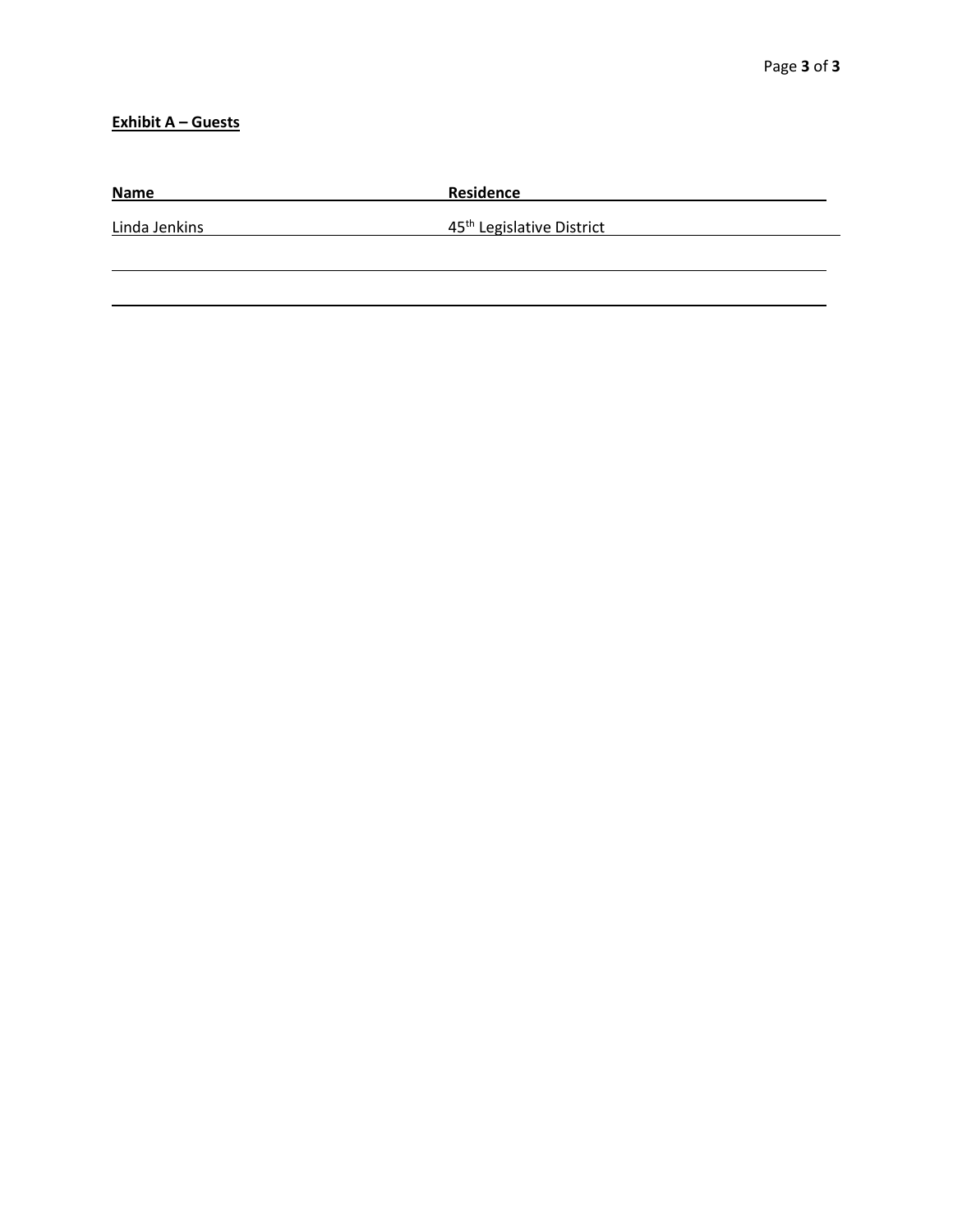**Exhibit A – Guests**

| Name | Residence |
|---|---|
| Linda Jenkins | 45th Legislative District |
| | |
| | |